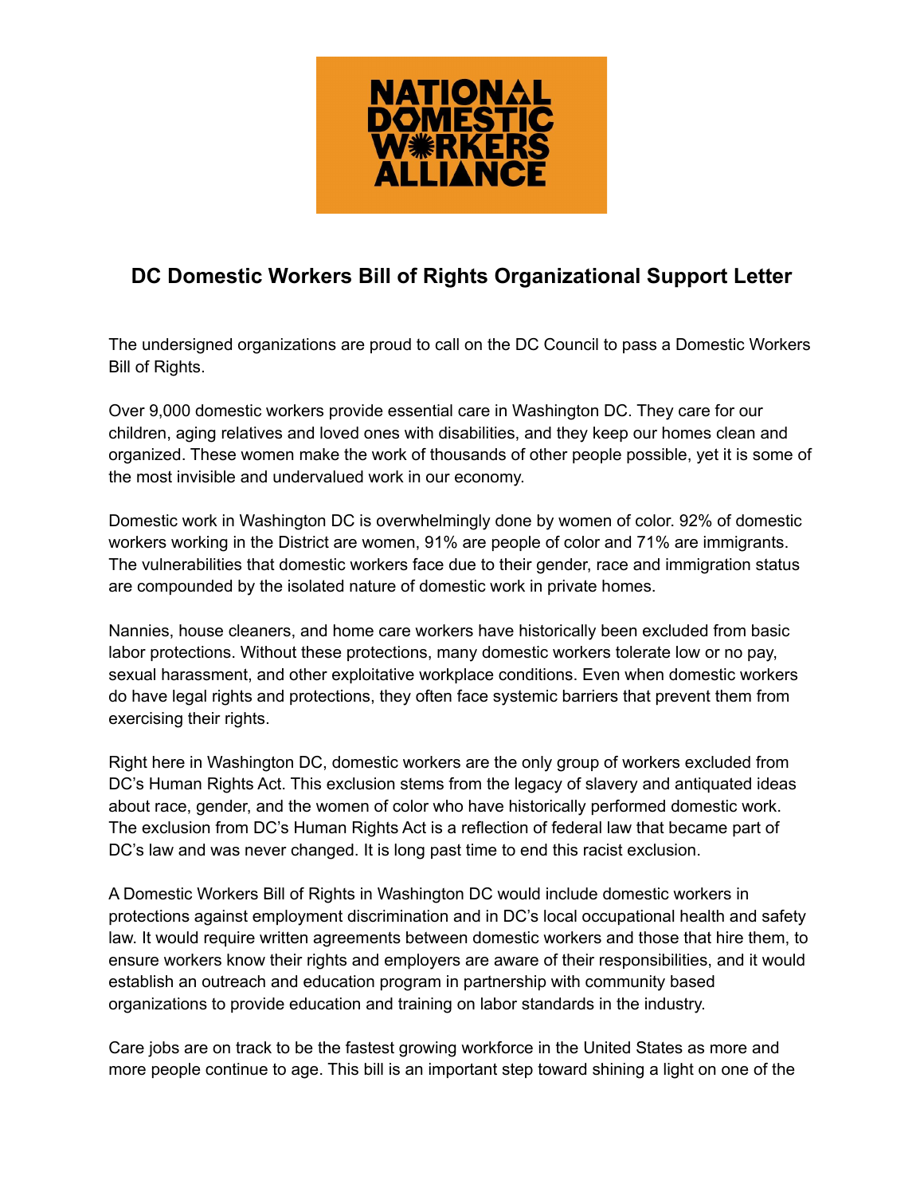NATIONAL DOMESTIC WORKERS ALLIANCE

## DC Domestic Workers Bill of Rights Organizational Support Letter

The undersigned organizations are proud to call on the DC Council to pass a Domestic Workers Bill of Rights.

Over 9,000 domestic workers provide essential care in Washington DC. They care for our children, aging relatives and loved ones with disabilities, and they keep our homes clean and organized. These women make the work of thousands of other people possible, yet it is some of the most invisible and undervalued work in our economy.

Domestic work in Washington DC is overwhelmingly done by women of color. 92% of domestic workers working in the District are women, 91% are people of color and 71% are immigrants. The vulnerabilities that domestic workers face due to their gender, race and immigration status are compounded by the isolated nature of domestic work in private homes.

Nannies, house cleaners, and home care workers have historically been excluded from basic labor protections. Without these protections, many domestic workers tolerate low or no pay, sexual harassment, and other exploitative workplace conditions. Even when domestic workers do have legal rights and protections, they often face systemic barriers that prevent them from exercising their rights.

Right here in Washington DC, domestic workers are the only group of workers excluded from DC's Human Rights Act. This exclusion stems from the legacy of slavery and antiquated ideas about race, gender, and the women of color who have historically performed domestic work. The exclusion from DC's Human Rights Act is a reflection of federal law that became part of DC's law and was never changed. It is long past time to end this racist exclusion.

A Domestic Workers Bill of Rights in Washington DC would include domestic workers in protections against employment discrimination and in DC's local occupational health and safety law. It would require written agreements between domestic workers and those that hire them, to ensure workers know their rights and employers are aware of their responsibilities, and it would establish an outreach and education program in partnership with community based organizations to provide education and training on labor standards in the industry.

Care jobs are on track to be the fastest growing workforce in the United States as more and more people continue to age. This bill is an important step toward shining a light on one of the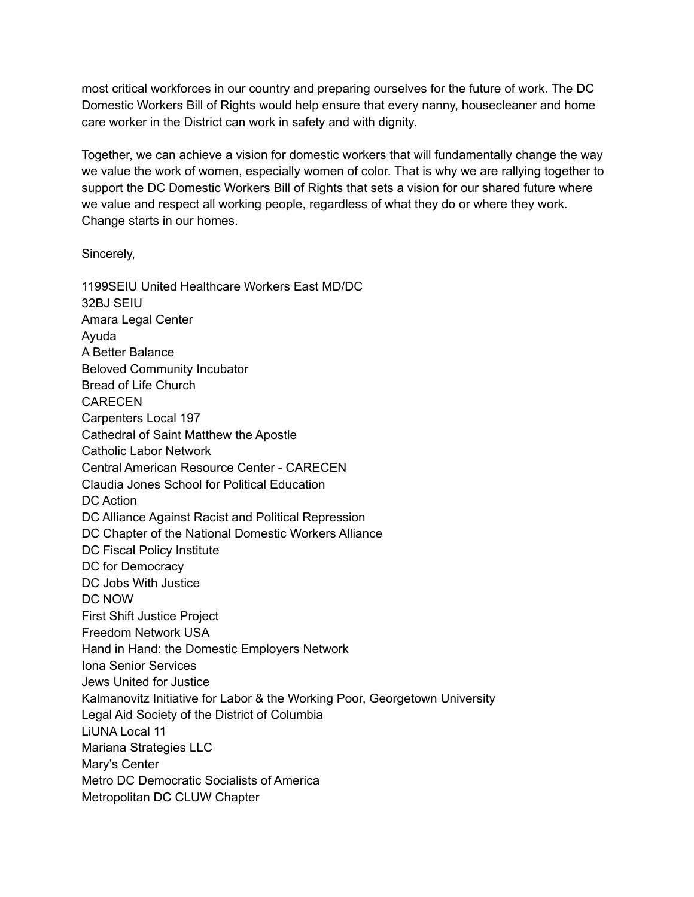most critical workforces in our country and preparing ourselves for the future of work. The DC Domestic Workers Bill of Rights would help ensure that every nanny, housecleaner and home care worker in the District can work in safety and with dignity.

Together, we can achieve a vision for domestic workers that will fundamentally change the way we value the work of women, especially women of color. That is why we are rallying together to support the DC Domestic Workers Bill of Rights that sets a vision for our shared future where we value and respect all working people, regardless of what they do or where they work. Change starts in our homes.

Sincerely,

1199SEIU United Healthcare Workers East MD/DC
32BJ SEIU
Amara Legal Center
Ayuda
A Better Balance
Beloved Community Incubator
Bread of Life Church
CARECEN
Carpenters Local 197
Cathedral of Saint Matthew the Apostle
Catholic Labor Network
Central American Resource Center - CARECEN
Claudia Jones School for Political Education
DC Action
DC Alliance Against Racist and Political Repression
DC Chapter of the National Domestic Workers Alliance
DC Fiscal Policy Institute
DC for Democracy
DC Jobs With Justice
DC NOW
First Shift Justice Project
Freedom Network USA
Hand in Hand: the Domestic Employers Network
Iona Senior Services
Jews United for Justice
Kalmanovitz Initiative for Labor & the Working Poor, Georgetown University
Legal Aid Society of the District of Columbia
LiUNA Local 11
Mariana Strategies LLC
Mary's Center
Metro DC Democratic Socialists of America
Metropolitan DC CLUW Chapter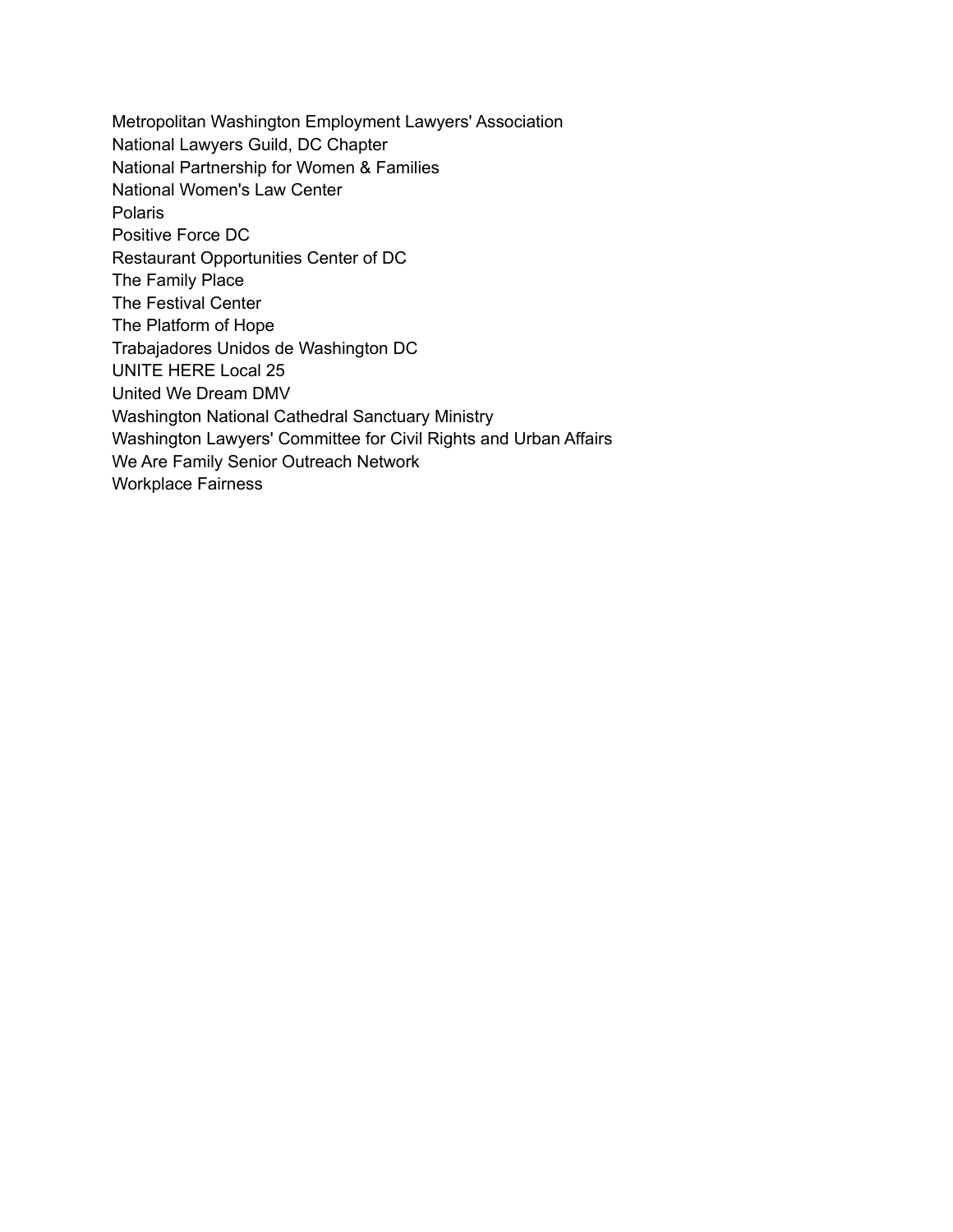Metropolitan Washington Employment Lawyers' Association
National Lawyers Guild, DC Chapter
National Partnership for Women & Families
National Women's Law Center
Polaris
Positive Force DC
Restaurant Opportunities Center of DC
The Family Place
The Festival Center
The Platform of Hope
Trabajadores Unidos de Washington DC
UNITE HERE Local 25
United We Dream DMV
Washington National Cathedral Sanctuary Ministry
Washington Lawyers' Committee for Civil Rights and Urban Affairs
We Are Family Senior Outreach Network
Workplace Fairness